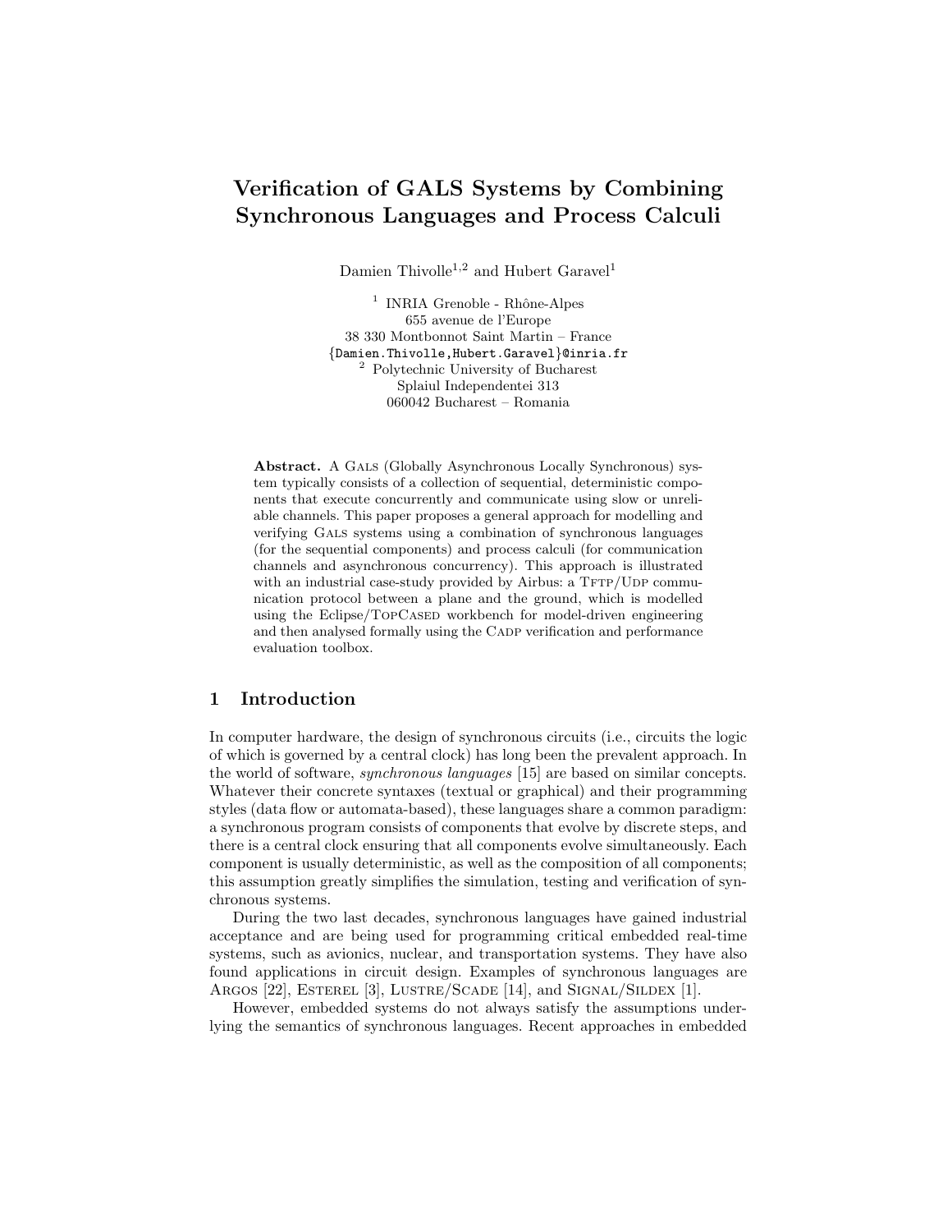# Verification of GALS Systems by Combining Synchronous Languages and Process Calculi

Damien Thivolle[1,2] and Hubert Garavel[1]

[1] INRIA Grenoble - Rhône-Alpes
655 avenue de l'Europe
38 330 Montbonnot Saint Martin – France
{Damien.Thivolle,Hubert.Garavel}@inria.fr
[2] Polytechnic University of Bucharest
Splaiul Independentei 313
060042 Bucharest – Romania

**Abstract.** A Gals (Globally Asynchronous Locally Synchronous) system typically consists of a collection of sequential, deterministic components that execute concurrently and communicate using slow or unreliable channels. This paper proposes a general approach for modelling and verifying Gals systems using a combination of synchronous languages (for the sequential components) and process calculi (for communication channels and asynchronous concurrency). This approach is illustrated with an industrial case-study provided by Airbus: a Tftp/Udp communication protocol between a plane and the ground, which is modelled using the Eclipse/TopCased workbench for model-driven engineering and then analysed formally using the Cadp verification and performance evaluation toolbox.

## 1 Introduction

In computer hardware, the design of synchronous circuits (i.e., circuits the logic of which is governed by a central clock) has long been the prevalent approach. In the world of software, *synchronous languages* [15] are based on similar concepts. Whatever their concrete syntaxes (textual or graphical) and their programming styles (data flow or automata-based), these languages share a common paradigm: a synchronous program consists of components that evolve by discrete steps, and there is a central clock ensuring that all components evolve simultaneously. Each component is usually deterministic, as well as the composition of all components; this assumption greatly simplifies the simulation, testing and verification of synchronous systems.

During the two last decades, synchronous languages have gained industrial acceptance and are being used for programming critical embedded real-time systems, such as avionics, nuclear, and transportation systems. They have also found applications in circuit design. Examples of synchronous languages are Argos [22], Esterel [3], Lustre/Scade [14], and Signal/Sildex [1].

However, embedded systems do not always satisfy the assumptions underlying the semantics of synchronous languages. Recent approaches in embedded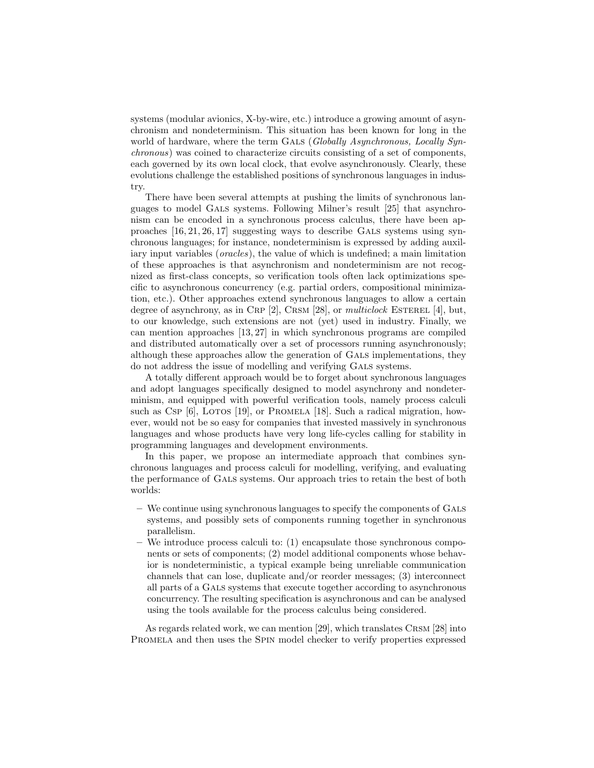systems (modular avionics, X-by-wire, etc.) introduce a growing amount of asynchronism and nondeterminism. This situation has been known for long in the world of hardware, where the term GALS (*Globally Asynchronous, Locally Synchronous*) was coined to characterize circuits consisting of a set of components, each governed by its own local clock, that evolve asynchronously. Clearly, these evolutions challenge the established positions of synchronous languages in industry.

There have been several attempts at pushing the limits of synchronous languages to model GALS systems. Following Milner's result [25] that asynchronism can be encoded in a synchronous process calculus, there have been approaches [16, 21, 26, 17] suggesting ways to describe GALS systems using synchronous languages; for instance, nondeterminism is expressed by adding auxiliary input variables (*oracles*), the value of which is undefined; a main limitation of these approaches is that asynchronism and nondeterminism are not recognized as first-class concepts, so verification tools often lack optimizations specific to asynchronous concurrency (e.g. partial orders, compositional minimization, etc.). Other approaches extend synchronous languages to allow a certain degree of asynchrony, as in CRP [2], CRSM [28], or *multiclock* ESTEREL [4], but, to our knowledge, such extensions are not (yet) used in industry. Finally, we can mention approaches [13, 27] in which synchronous programs are compiled and distributed automatically over a set of processors running asynchronously; although these approaches allow the generation of GALS implementations, they do not address the issue of modelling and verifying GALS systems.

A totally different approach would be to forget about synchronous languages and adopt languages specifically designed to model asynchrony and nondeterminism, and equipped with powerful verification tools, namely process calculi such as CSP [6], LOTOS [19], or PROMELA [18]. Such a radical migration, however, would not be so easy for companies that invested massively in synchronous languages and whose products have very long life-cycles calling for stability in programming languages and development environments.

In this paper, we propose an intermediate approach that combines synchronous languages and process calculi for modelling, verifying, and evaluating the performance of GALS systems. Our approach tries to retain the best of both worlds:

- We continue using synchronous languages to specify the components of GALS systems, and possibly sets of components running together in synchronous parallelism.
- We introduce process calculi to: (1) encapsulate those synchronous components or sets of components; (2) model additional components whose behavior is nondeterministic, a typical example being unreliable communication channels that can lose, duplicate and/or reorder messages; (3) interconnect all parts of a GALS systems that execute together according to asynchronous concurrency. The resulting specification is asynchronous and can be analysed using the tools available for the process calculus being considered.

As regards related work, we can mention [29], which translates CRSM [28] into PROMELA and then uses the SPIN model checker to verify properties expressed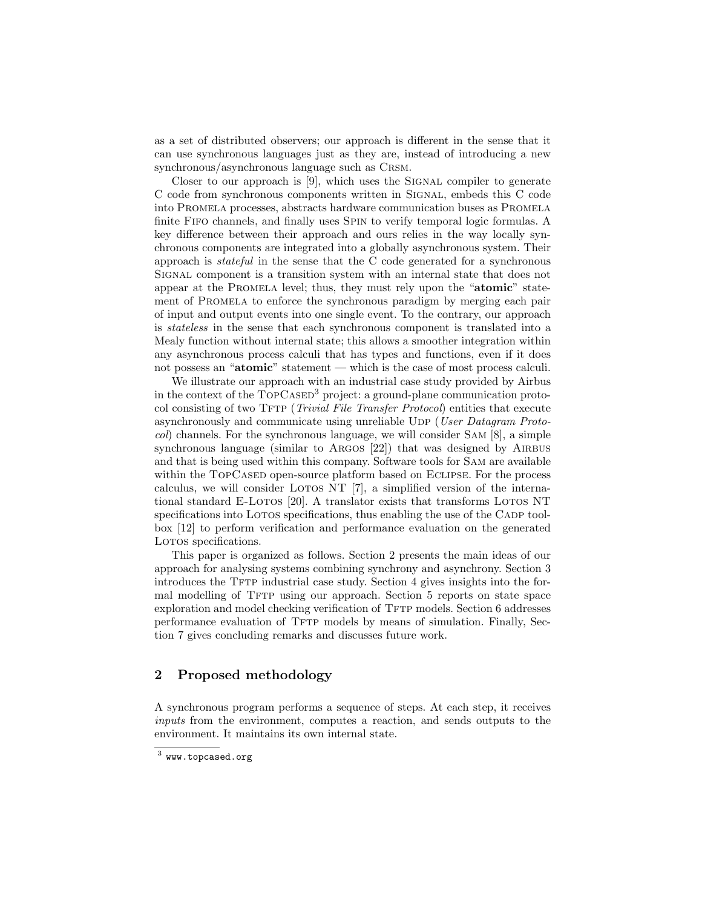as a set of distributed observers; our approach is different in the sense that it can use synchronous languages just as they are, instead of introducing a new synchronous/asynchronous language such as CRSM.

Closer to our approach is [9], which uses the SIGNAL compiler to generate C code from synchronous components written in SIGNAL, embeds this C code into PROMELA processes, abstracts hardware communication buses as PROMELA finite FIFO channels, and finally uses SPIN to verify temporal logic formulas. A key difference between their approach and ours relies in the way locally synchronous components are integrated into a globally asynchronous system. Their approach is *stateful* in the sense that the C code generated for a synchronous SIGNAL component is a transition system with an internal state that does not appear at the PROMELA level; thus, they must rely upon the "**atomic**" statement of PROMELA to enforce the synchronous paradigm by merging each pair of input and output events into one single event. To the contrary, our approach is *stateless* in the sense that each synchronous component is translated into a Mealy function without internal state; this allows a smoother integration within any asynchronous process calculi that has types and functions, even if it does not possess an "**atomic**" statement — which is the case of most process calculi.

We illustrate our approach with an industrial case study provided by Airbus in the context of the TOPCASED[3] project: a ground-plane communication protocol consisting of two TFTP (*Trivial File Transfer Protocol*) entities that execute asynchronously and communicate using unreliable UDP (*User Datagram Protocol*) channels. For the synchronous language, we will consider SAM [8], a simple synchronous language (similar to ARGOS [22]) that was designed by AIRBUS and that is being used within this company. Software tools for SAM are available within the TOPCASED open-source platform based on ECLIPSE. For the process calculus, we will consider LOTOS NT [7], a simplified version of the international standard E-LOTOS [20]. A translator exists that transforms LOTOS NT specifications into LOTOS specifications, thus enabling the use of the CADP toolbox [12] to perform verification and performance evaluation on the generated LOTOS specifications.

This paper is organized as follows. Section 2 presents the main ideas of our approach for analysing systems combining synchrony and asynchrony. Section 3 introduces the TFTP industrial case study. Section 4 gives insights into the formal modelling of TFTP using our approach. Section 5 reports on state space exploration and model checking verification of TFTP models. Section 6 addresses performance evaluation of TFTP models by means of simulation. Finally, Section 7 gives concluding remarks and discusses future work.

## 2 Proposed methodology

A synchronous program performs a sequence of steps. At each step, it receives *inputs* from the environment, computes a reaction, and sends outputs to the environment. It maintains its own internal state.

[3] www.topcased.org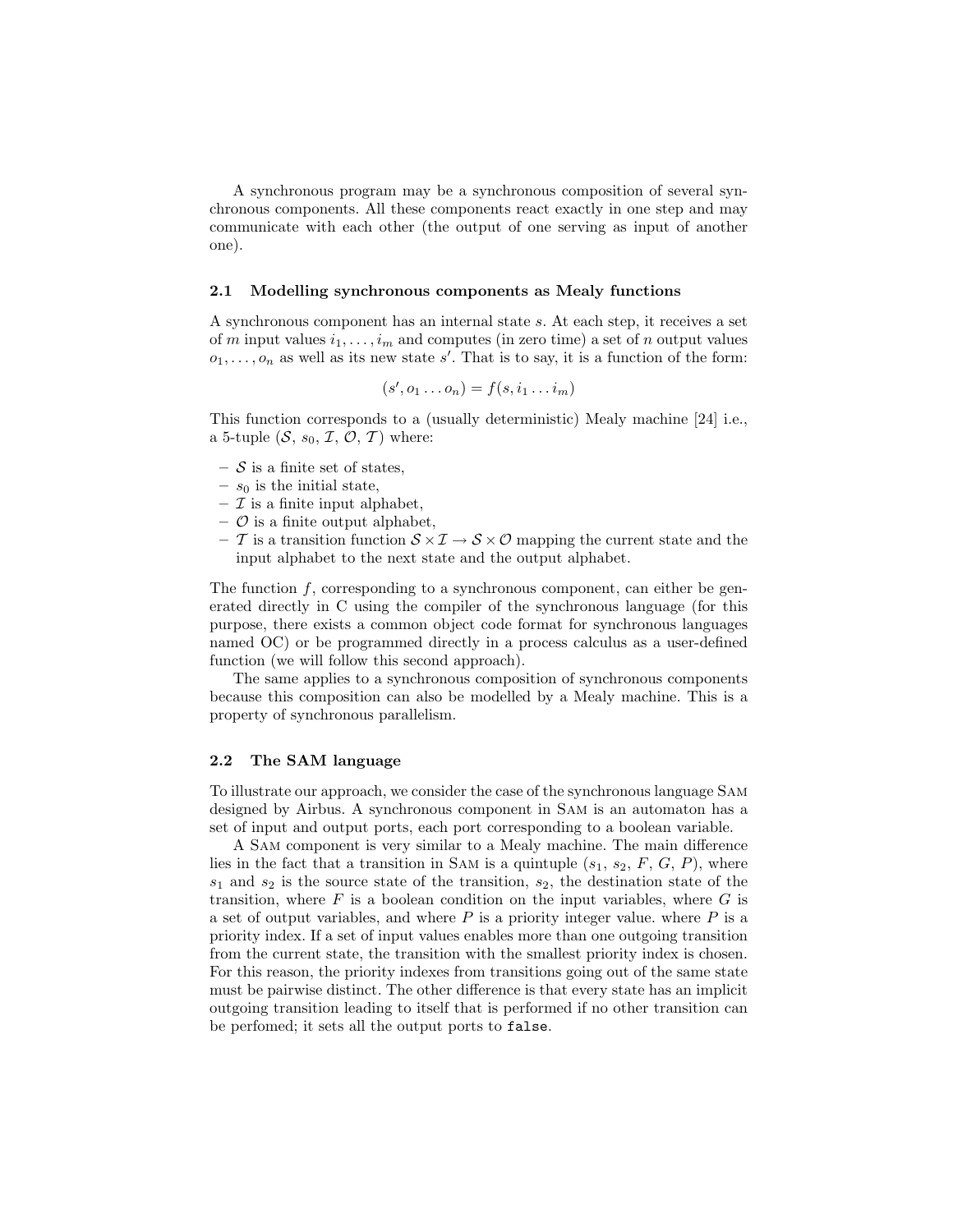A synchronous program may be a synchronous composition of several synchronous components. All these components react exactly in one step and may communicate with each other (the output of one serving as input of another one).

### 2.1 Modelling synchronous components as Mealy functions

A synchronous component has an internal state $s$. At each step, it receives a set of $m$ input values $i_1, \ldots, i_m$ and computes (in zero time) a set of $n$ output values $o_1, \ldots, o_n$ as well as its new state $s'$. That is to say, it is a function of the form:

$$(s', o_1 \ldots o_n) = f(s, i_1 \ldots i_m)$$

This function corresponds to a (usually deterministic) Mealy machine [24] i.e., a 5-tuple $(\mathcal{S}, s_0, \mathcal{I}, \mathcal{O}, \mathcal{T})$ where:

- $\mathcal{S}$ is a finite set of states,
- $s_0$ is the initial state,
- $\mathcal{I}$ is a finite input alphabet,
- $\mathcal{O}$ is a finite output alphabet,
- $\mathcal{T}$ is a transition function $\mathcal{S} \times \mathcal{I} \to \mathcal{S} \times \mathcal{O}$ mapping the current state and the input alphabet to the next state and the output alphabet.

The function $f$, corresponding to a synchronous component, can either be generated directly in C using the compiler of the synchronous language (for this purpose, there exists a common object code format for synchronous languages named OC) or be programmed directly in a process calculus as a user-defined function (we will follow this second approach).

The same applies to a synchronous composition of synchronous components because this composition can also be modelled by a Mealy machine. This is a property of synchronous parallelism.

### 2.2 The SAM language

To illustrate our approach, we consider the case of the synchronous language SAM designed by Airbus. A synchronous component in SAM is an automaton has a set of input and output ports, each port corresponding to a boolean variable.

A SAM component is very similar to a Mealy machine. The main difference lies in the fact that a transition in SAM is a quintuple $(s_1, s_2, F, G, P)$, where $s_1$ and $s_2$ is the source state of the transition, $s_2$, the destination state of the transition, where $F$ is a boolean condition on the input variables, where $G$ is a set of output variables, and where $P$ is a priority integer value. where $P$ is a priority index. If a set of input values enables more than one outgoing transition from the current state, the transition with the smallest priority index is chosen. For this reason, the priority indexes from transitions going out of the same state must be pairwise distinct. The other difference is that every state has an implicit outgoing transition leading to itself that is performed if no other transition can be perfomed; it sets all the output ports to `false`.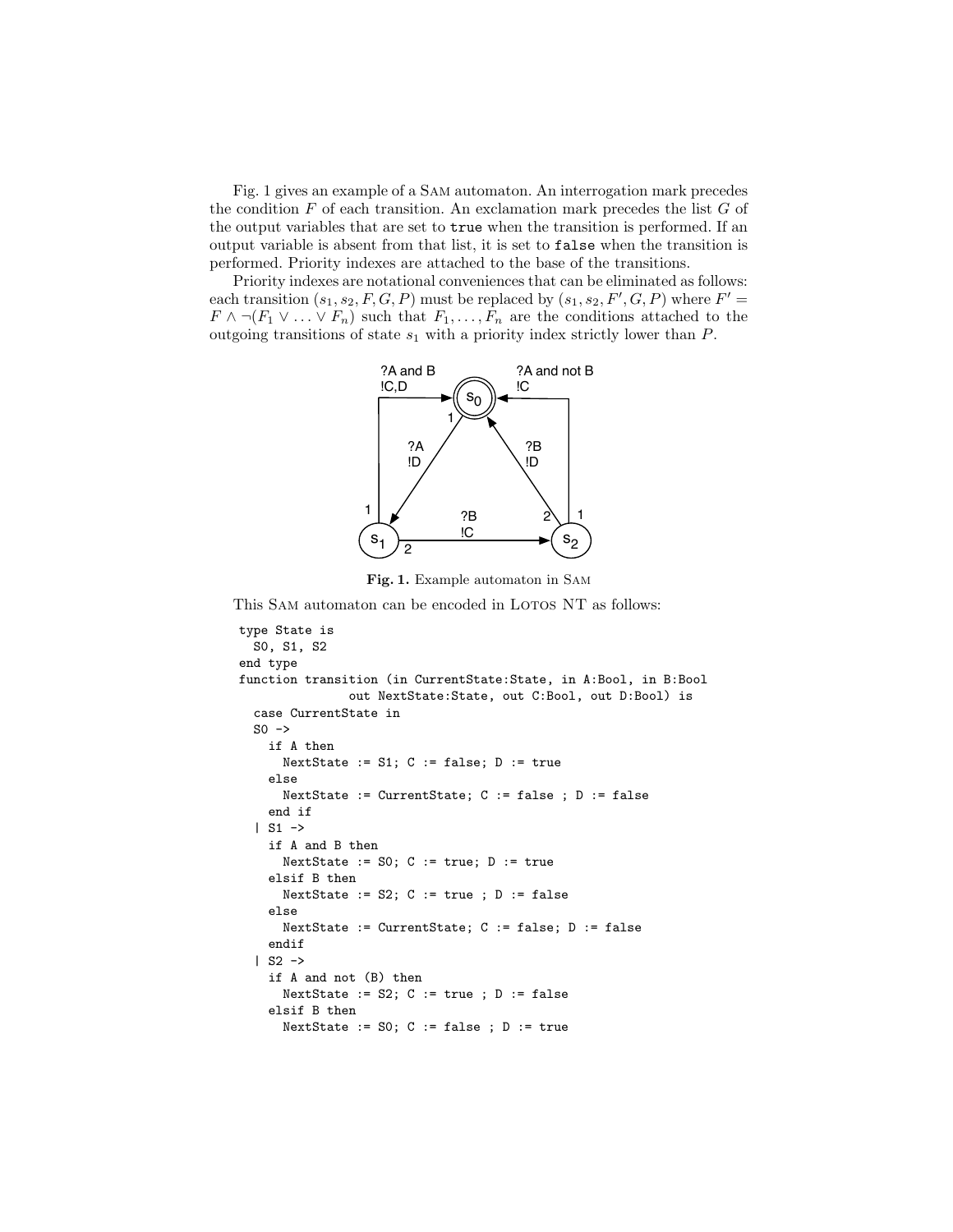Fig. 1 gives an example of a SAM automaton. An interrogation mark precedes the condition $F$ of each transition. An exclamation mark precedes the list $G$ of the output variables that are set to `true` when the transition is performed. If an output variable is absent from that list, it is set to `false` when the transition is performed. Priority indexes are attached to the base of the transitions.

Priority indexes are notational conveniences that can be eliminated as follows: each transition $(s_1, s_2, F, G, P)$ must be replaced by $(s_1, s_2, F', G, P)$ where $F' = F \wedge \neg(F_1 \vee \ldots \vee F_n)$ such that $F_1, \ldots, F_n$ are the conditions attached to the outgoing transitions of state $s_1$ with a priority index strictly lower than $P$.

**Fig. 1.** Example automaton in SAM

This SAM automaton can be encoded in LOTOS NT as follows:

```
type State is
  S0, S1, S2
end type
function transition (in CurrentState:State, in A:Bool, in B:Bool
               out NextState:State, out C:Bool, out D:Bool) is
  case CurrentState in
  S0 ->
    if A then
      NextState := S1; C := false; D := true
    else
      NextState := CurrentState; C := false ; D := false
    end if
  | S1 ->
    if A and B then
      NextState := S0; C := true; D := true
    elsif B then
      NextState := S2; C := true ; D := false
    else
      NextState := CurrentState; C := false; D := false
    endif
  | S2 ->
    if A and not (B) then
      NextState := S2; C := true ; D := false
    elsif B then
      NextState := S0; C := false ; D := true
```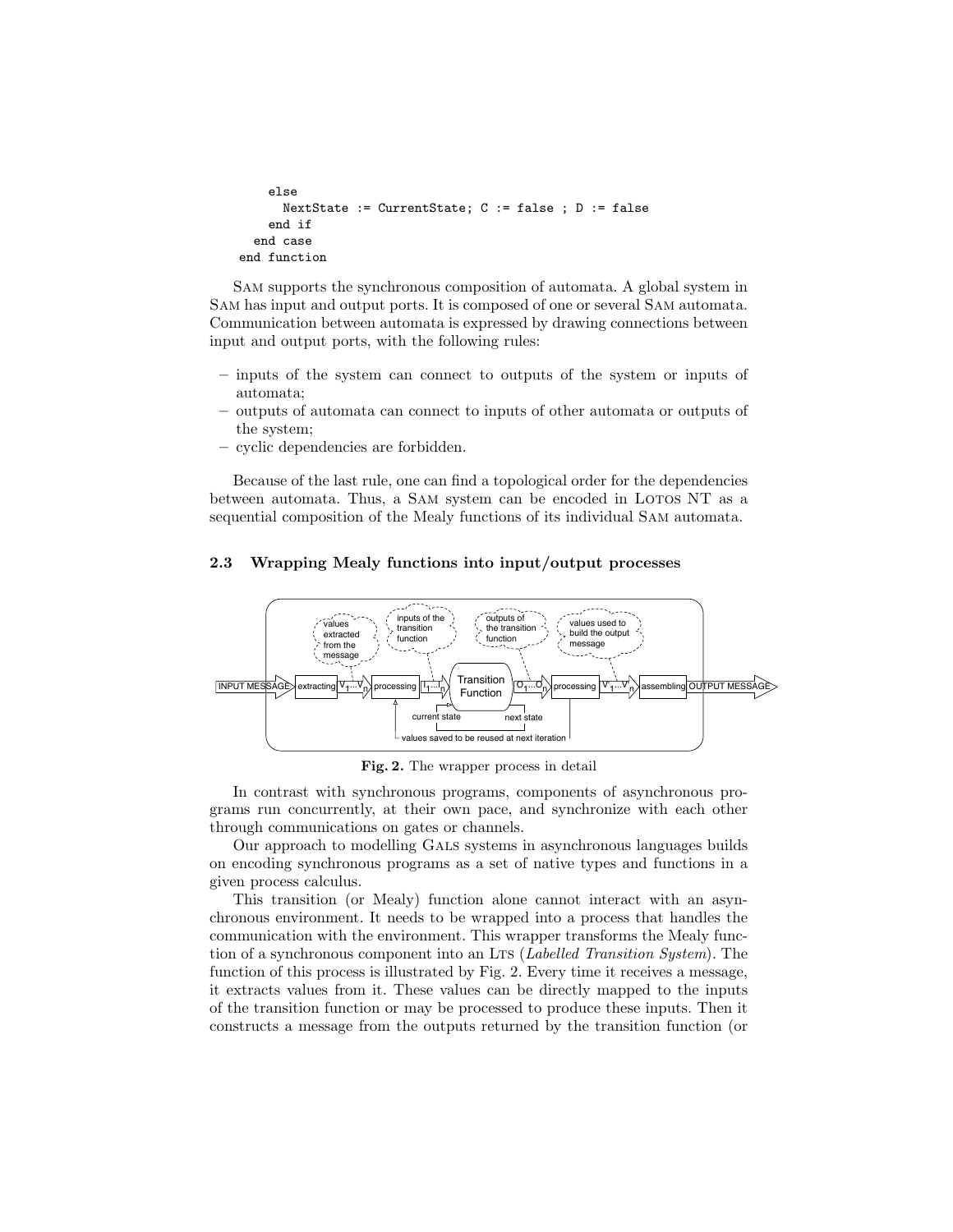```
      else
        NextState := CurrentState; C := false ; D := false
      end if
    end case
  end function
```

Sam supports the synchronous composition of automata. A global system in Sam has input and output ports. It is composed of one or several Sam automata. Communication between automata is expressed by drawing connections between input and output ports, with the following rules:

- inputs of the system can connect to outputs of the system or inputs of automata;
- outputs of automata can connect to inputs of other automata or outputs of the system;
- cyclic dependencies are forbidden.

Because of the last rule, one can find a topological order for the dependencies between automata. Thus, a Sam system can be encoded in Lotos NT as a sequential composition of the Mealy functions of its individual Sam automata.

### 2.3 Wrapping Mealy functions into input/output processes

**Fig. 2.** The wrapper process in detail

In contrast with synchronous programs, components of asynchronous programs run concurrently, at their own pace, and synchronize with each other through communications on gates or channels.

Our approach to modelling Gals systems in asynchronous languages builds on encoding synchronous programs as a set of native types and functions in a given process calculus.

This transition (or Mealy) function alone cannot interact with an asynchronous environment. It needs to be wrapped into a process that handles the communication with the environment. This wrapper transforms the Mealy function of a synchronous component into an Lts (*Labelled Transition System*). The function of this process is illustrated by Fig. 2. Every time it receives a message, it extracts values from it. These values can be directly mapped to the inputs of the transition function or may be processed to produce these inputs. Then it constructs a message from the outputs returned by the transition function (or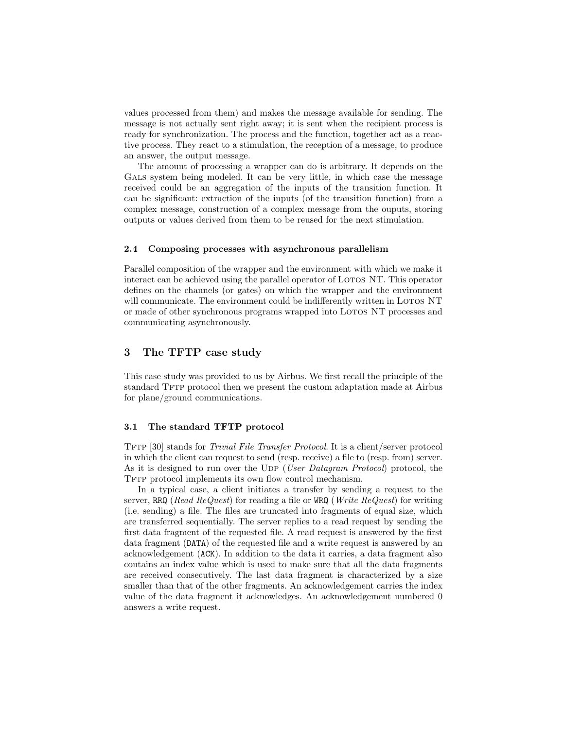values processed from them) and makes the message available for sending. The message is not actually sent right away; it is sent when the recipient process is ready for synchronization. The process and the function, together act as a reactive process. They react to a stimulation, the reception of a message, to produce an answer, the output message.

The amount of processing a wrapper can do is arbitrary. It depends on the GALS system being modeled. It can be very little, in which case the message received could be an aggregation of the inputs of the transition function. It can be significant: extraction of the inputs (of the transition function) from a complex message, construction of a complex message from the ouputs, storing outputs or values derived from them to be reused for the next stimulation.

### 2.4 Composing processes with asynchronous parallelism

Parallel composition of the wrapper and the environment with which we make it interact can be achieved using the parallel operator of LOTOS NT. This operator defines on the channels (or gates) on which the wrapper and the environment will communicate. The environment could be indifferently written in LOTOS NT or made of other synchronous programs wrapped into LOTOS NT processes and communicating asynchronously.

## 3 The TFTP case study

This case study was provided to us by Airbus. We first recall the principle of the standard TFTP protocol then we present the custom adaptation made at Airbus for plane/ground communications.

### 3.1 The standard TFTP protocol

TFTP [30] stands for *Trivial File Transfer Protocol*. It is a client/server protocol in which the client can request to send (resp. receive) a file to (resp. from) server. As it is designed to run over the UDP (*User Datagram Protocol*) protocol, the TFTP protocol implements its own flow control mechanism.

In a typical case, a client initiates a transfer by sending a request to the server, `RRQ` (*Read ReQuest*) for reading a file or `WRQ` (*Write ReQuest*) for writing (i.e. sending) a file. The files are truncated into fragments of equal size, which are transferred sequentially. The server replies to a read request by sending the first data fragment of the requested file. A read request is answered by the first data fragment (`DATA`) of the requested file and a write request is answered by an acknowledgement (`ACK`). In addition to the data it carries, a data fragment also contains an index value which is used to make sure that all the data fragments are received consecutively. The last data fragment is characterized by a size smaller than that of the other fragments. An acknowledgement carries the index value of the data fragment it acknowledges. An acknowledgement numbered 0 answers a write request.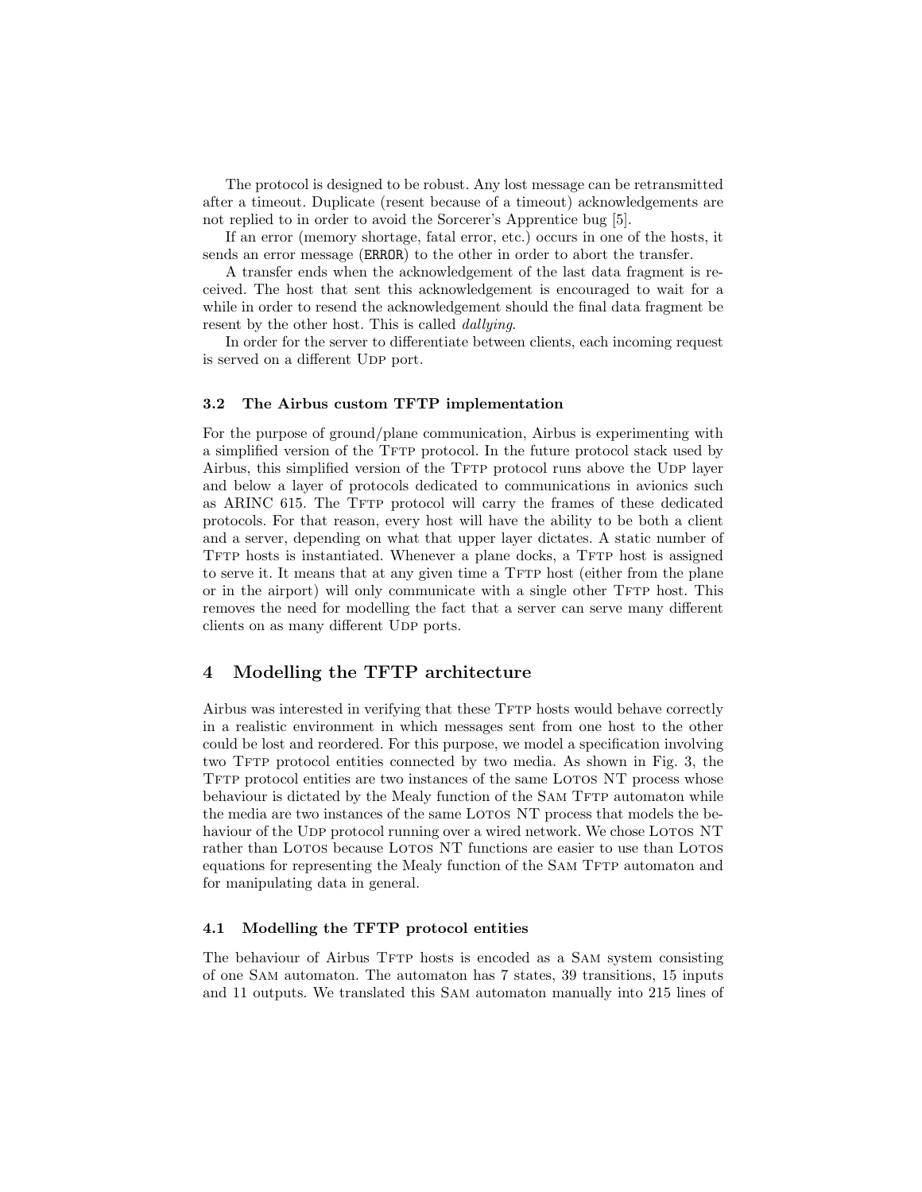The protocol is designed to be robust. Any lost message can be retransmitted after a timeout. Duplicate (resent because of a timeout) acknowledgements are not replied to in order to avoid the Sorcerer's Apprentice bug [5].

If an error (memory shortage, fatal error, etc.) occurs in one of the hosts, it sends an error message (`ERROR`) to the other in order to abort the transfer.

A transfer ends when the acknowledgement of the last data fragment is received. The host that sent this acknowledgement is encouraged to wait for a while in order to resend the acknowledgement should the final data fragment be resent by the other host. This is called *dallying*.

In order for the server to differentiate between clients, each incoming request is served on a different UDP port.

### 3.2 The Airbus custom TFTP implementation

For the purpose of ground/plane communication, Airbus is experimenting with a simplified version of the TFTP protocol. In the future protocol stack used by Airbus, this simplified version of the TFTP protocol runs above the UDP layer and below a layer of protocols dedicated to communications in avionics such as ARINC 615. The TFTP protocol will carry the frames of these dedicated protocols. For that reason, every host will have the ability to be both a client and a server, depending on what that upper layer dictates. A static number of TFTP hosts is instantiated. Whenever a plane docks, a TFTP host is assigned to serve it. It means that at any given time a TFTP host (either from the plane or in the airport) will only communicate with a single other TFTP host. This removes the need for modelling the fact that a server can serve many different clients on as many different UDP ports.

## 4 Modelling the TFTP architecture

Airbus was interested in verifying that these TFTP hosts would behave correctly in a realistic environment in which messages sent from one host to the other could be lost and reordered. For this purpose, we model a specification involving two TFTP protocol entities connected by two media. As shown in Fig. 3, the TFTP protocol entities are two instances of the same LOTOS NT process whose behaviour is dictated by the Mealy function of the SAM TFTP automaton while the media are two instances of the same LOTOS NT process that models the behaviour of the UDP protocol running over a wired network. We chose LOTOS NT rather than LOTOS because LOTOS NT functions are easier to use than LOTOS equations for representing the Mealy function of the SAM TFTP automaton and for manipulating data in general.

### 4.1 Modelling the TFTP protocol entities

The behaviour of Airbus TFTP hosts is encoded as a SAM system consisting of one SAM automaton. The automaton has 7 states, 39 transitions, 15 inputs and 11 outputs. We translated this SAM automaton manually into 215 lines of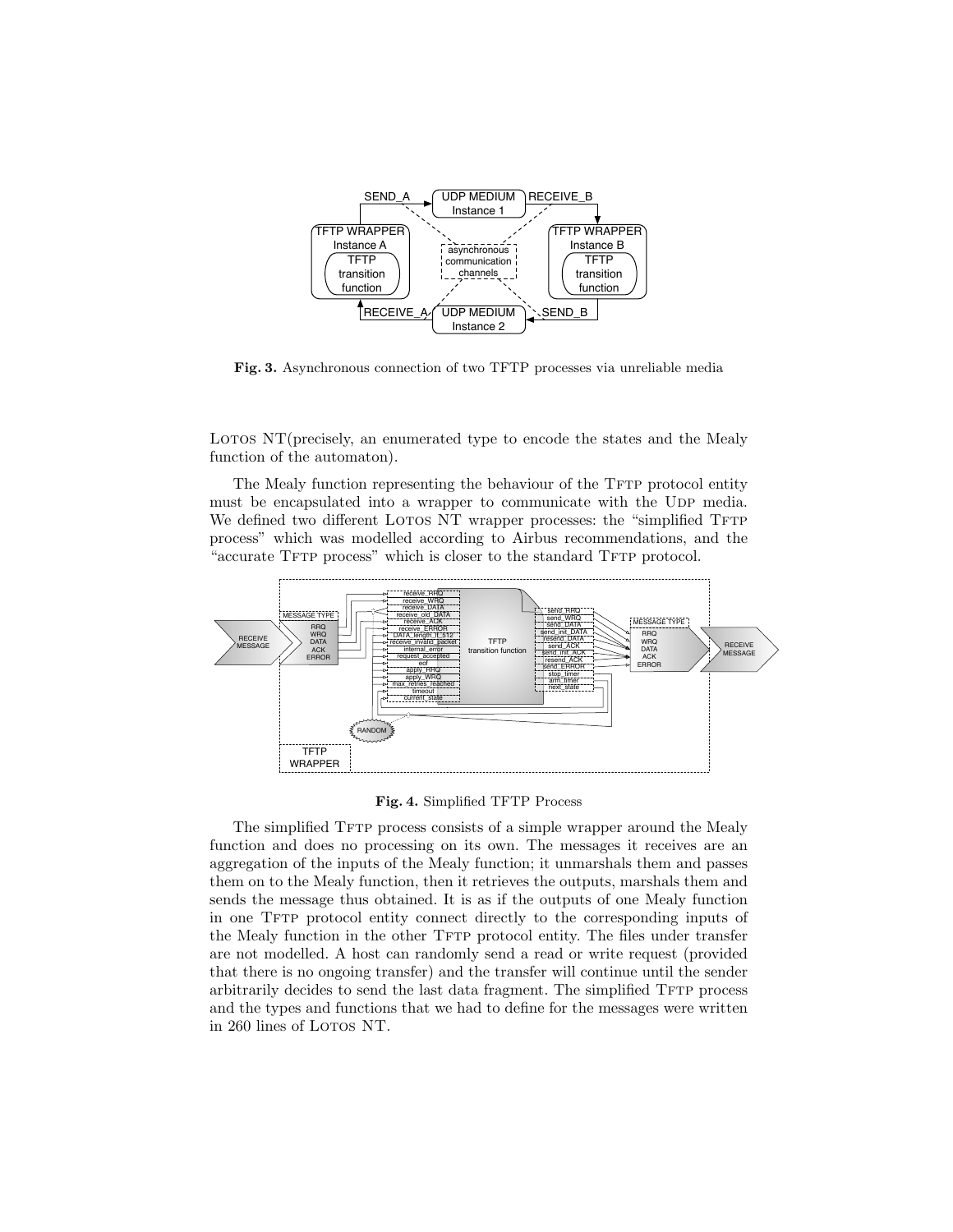Fig. 3. Asynchronous connection of two TFTP processes via unreliable media

LOTOS NT(precisely, an enumerated type to encode the states and the Mealy function of the automaton).

The Mealy function representing the behaviour of the TFTP protocol entity must be encapsulated into a wrapper to communicate with the UDP media. We defined two different LOTOS NT wrapper processes: the "simplified TFTP process" which was modelled according to Airbus recommendations, and the "accurate TFTP process" which is closer to the standard TFTP protocol.

Fig. 4. Simplified TFTP Process

The simplified TFTP process consists of a simple wrapper around the Mealy function and does no processing on its own. The messages it receives are an aggregation of the inputs of the Mealy function; it unmarshals them and passes them on to the Mealy function, then it retrieves the outputs, marshals them and sends the message thus obtained. It is as if the outputs of one Mealy function in one TFTP protocol entity connect directly to the corresponding inputs of the Mealy function in the other TFTP protocol entity. The files under transfer are not modelled. A host can randomly send a read or write request (provided that there is no ongoing transfer) and the transfer will continue until the sender arbitrarily decides to send the last data fragment. The simplified TFTP process and the types and functions that we had to define for the messages were written in 260 lines of LOTOS NT.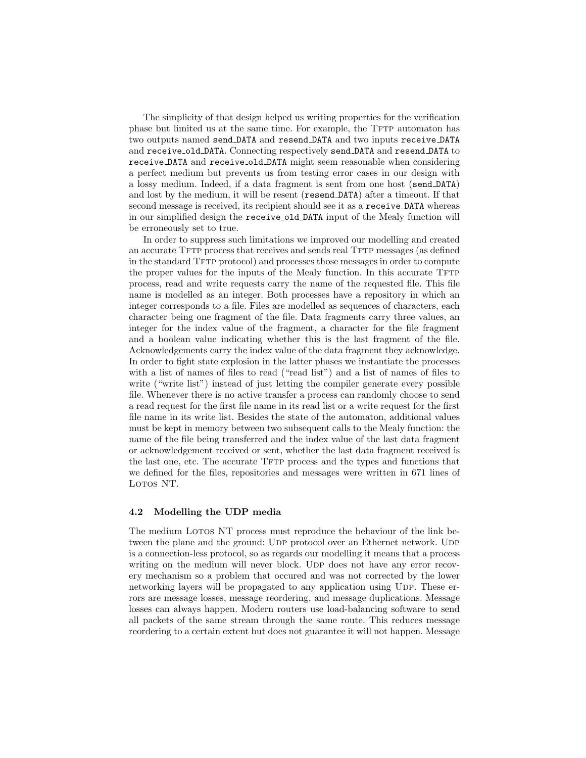The simplicity of that design helped us writing properties for the verification phase but limited us at the same time. For example, the TFTP automaton has two outputs named `send_DATA` and `resend_DATA` and two inputs `receive_DATA` and `receive_old_DATA`. Connecting respectively `send_DATA` and `resend_DATA` to `receive_DATA` and `receive_old_DATA` might seem reasonable when considering a perfect medium but prevents us from testing error cases in our design with a lossy medium. Indeed, if a data fragment is sent from one host (`send_DATA`) and lost by the medium, it will be resent (`resend_DATA`) after a timeout. If that second message is received, its recipient should see it as a `receive_DATA` whereas in our simplified design the `receive_old_DATA` input of the Mealy function will be erroneously set to true.

In order to suppress such limitations we improved our modelling and created an accurate TFTP process that receives and sends real TFTP messages (as defined in the standard TFTP protocol) and processes those messages in order to compute the proper values for the inputs of the Mealy function. In this accurate TFTP process, read and write requests carry the name of the requested file. This file name is modelled as an integer. Both processes have a repository in which an integer corresponds to a file. Files are modelled as sequences of characters, each character being one fragment of the file. Data fragments carry three values, an integer for the index value of the fragment, a character for the file fragment and a boolean value indicating whether this is the last fragment of the file. Acknowledgements carry the index value of the data fragment they acknowledge. In order to fight state explosion in the latter phases we instantiate the processes with a list of names of files to read ("read list") and a list of names of files to write ("write list") instead of just letting the compiler generate every possible file. Whenever there is no active transfer a process can randomly choose to send a read request for the first file name in its read list or a write request for the first file name in its write list. Besides the state of the automaton, additional values must be kept in memory between two subsequent calls to the Mealy function: the name of the file being transferred and the index value of the last data fragment or acknowledgement received or sent, whether the last data fragment received is the last one, etc. The accurate TFTP process and the types and functions that we defined for the files, repositories and messages were written in 671 lines of LOTOS NT.

### 4.2 Modelling the UDP media

The medium LOTOS NT process must reproduce the behaviour of the link between the plane and the ground: UDP protocol over an Ethernet network. UDP is a connection-less protocol, so as regards our modelling it means that a process writing on the medium will never block. UDP does not have any error recovery mechanism so a problem that occured and was not corrected by the lower networking layers will be propagated to any application using UDP. These errors are message losses, message reordering, and message duplications. Message losses can always happen. Modern routers use load-balancing software to send all packets of the same stream through the same route. This reduces message reordering to a certain extent but does not guarantee it will not happen. Message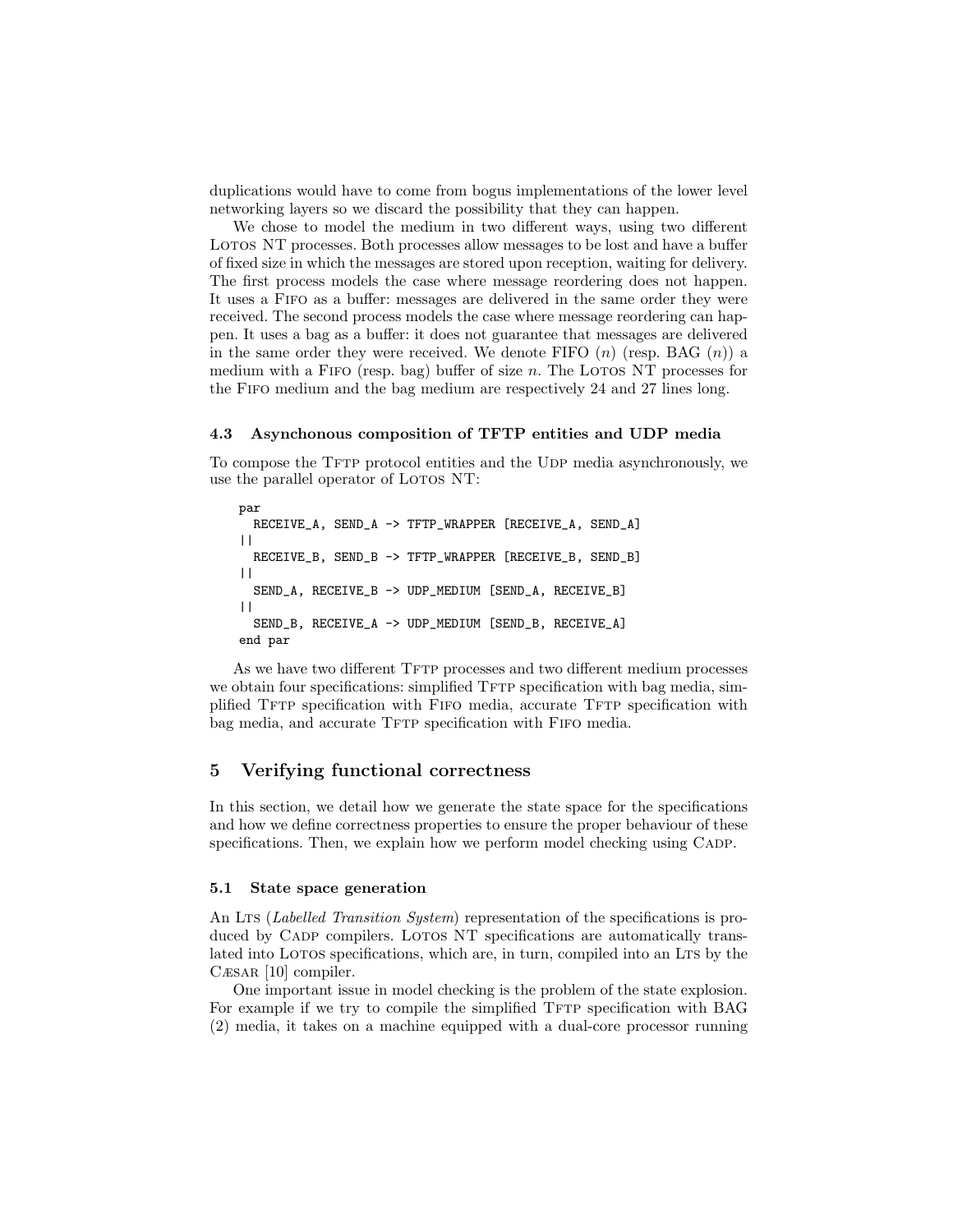duplications would have to come from bogus implementations of the lower level networking layers so we discard the possibility that they can happen.

We chose to model the medium in two different ways, using two different LOTOS NT processes. Both processes allow messages to be lost and have a buffer of fixed size in which the messages are stored upon reception, waiting for delivery. The first process models the case where message reordering does not happen. It uses a FIFO as a buffer: messages are delivered in the same order they were received. The second process models the case where message reordering can happen. It uses a bag as a buffer: it does not guarantee that messages are delivered in the same order they were received. We denote FIFO ($n$) (resp. BAG ($n$)) a medium with a FIFO (resp. bag) buffer of size $n$. The LOTOS NT processes for the FIFO medium and the bag medium are respectively 24 and 27 lines long.

### 4.3 Asynchonous composition of TFTP entities and UDP media

To compose the TFTP protocol entities and the UDP media asynchronously, we use the parallel operator of LOTOS NT:

```
par
  RECEIVE_A, SEND_A -> TFTP_WRAPPER [RECEIVE_A, SEND_A]
||
  RECEIVE_B, SEND_B -> TFTP_WRAPPER [RECEIVE_B, SEND_B]
||
  SEND_A, RECEIVE_B -> UDP_MEDIUM [SEND_A, RECEIVE_B]
||
  SEND_B, RECEIVE_A -> UDP_MEDIUM [SEND_B, RECEIVE_A]
end par
```

As we have two different TFTP processes and two different medium processes we obtain four specifications: simplified TFTP specification with bag media, simplified TFTP specification with FIFO media, accurate TFTP specification with bag media, and accurate TFTP specification with FIFO media.

## 5 Verifying functional correctness

In this section, we detail how we generate the state space for the specifications and how we define correctness properties to ensure the proper behaviour of these specifications. Then, we explain how we perform model checking using CADP.

### 5.1 State space generation

An LTS (*Labelled Transition System*) representation of the specifications is produced by CADP compilers. LOTOS NT specifications are automatically translated into LOTOS specifications, which are, in turn, compiled into an LTS by the CÆSAR [10] compiler.

One important issue in model checking is the problem of the state explosion. For example if we try to compile the simplified TFTP specification with BAG (2) media, it takes on a machine equipped with a dual-core processor running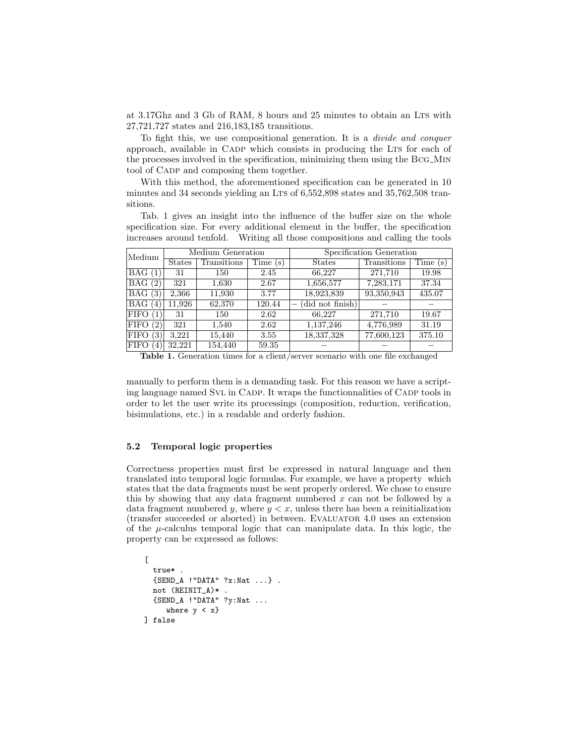at 3.17Ghz and 3 Gb of RAM, 8 hours and 25 minutes to obtain an LTS with 27,721,727 states and 216,183,185 transitions.

To fight this, we use compositional generation. It is a *divide and conquer* approach, available in CADP which consists in producing the LTS for each of the processes involved in the specification, minimizing them using the BCG_MIN tool of CADP and composing them together.

With this method, the aforementioned specification can be generated in 10 minutes and 34 seconds yielding an LTS of 6,552,898 states and 35,762,508 transitions.

Tab. 1 gives an insight into the influence of the buffer size on the whole specification size. For every additional element in the buffer, the specification increases around tenfold. Writing all those compositions and calling the tools manually to perform them is a demanding task. For this reason we have a scripting language named SVL in CADP. It wraps the functionnalities of CADP tools in order to let the user write its processings (composition, reduction, verification, bisimulations, etc.) in a readable and orderly fashion.

| Medium | Medium Generation | | | Specification Generation | | |
|---|---|---|---|---|---|---|
| | States | Transitions | Time (s) | States | Transitions | Time (s) |
| BAG (1) | 31 | 150 | 2.45 | 66,227 | 271,710 | 19.98 |
| BAG (2) | 321 | 1,630 | 2.67 | 1,656,577 | 7,283,171 | 37.34 |
| BAG (3) | 2,366 | 11,930 | 3.77 | 18,923,839 | 93,350,943 | 435.07 |
| BAG (4) | 11,926 | 62,370 | 120.44 | – (did not finish) | – | – |
| FIFO (1) | 31 | 150 | 2.62 | 66,227 | 271,710 | 19.67 |
| FIFO (2) | 321 | 1,540 | 2.62 | 1,137,246 | 4,776,989 | 31.19 |
| FIFO (3) | 3,221 | 15,440 | 3.55 | 18,337,328 | 77,600,123 | 375.10 |
| FIFO (4) | 32,221 | 154,440 | 59.35 | – | – | – |

**Table 1.** Generation times for a client/server scenario with one file exchanged

### 5.2 Temporal logic properties

Correctness properties must first be expressed in natural language and then translated into temporal logic formulas. For example, we have a property which states that the data fragments must be sent properly ordered. We chose to ensure this by showing that any data fragment numbered $x$ can not be followed by a data fragment numbered $y$, where $y < x$, unless there has been a reinitialization (transfer succeeded or aborted) in between. EVALUATOR 4.0 uses an extension of the $\mu$-calculus temporal logic that can manipulate data. In this logic, the property can be expressed as follows:

```
[
  true* .
  {SEND_A !"DATA" ?x:Nat ...} .
  not (REINIT_A)* .
  {SEND_A !"DATA" ?y:Nat ...
     where y < x}
] false
```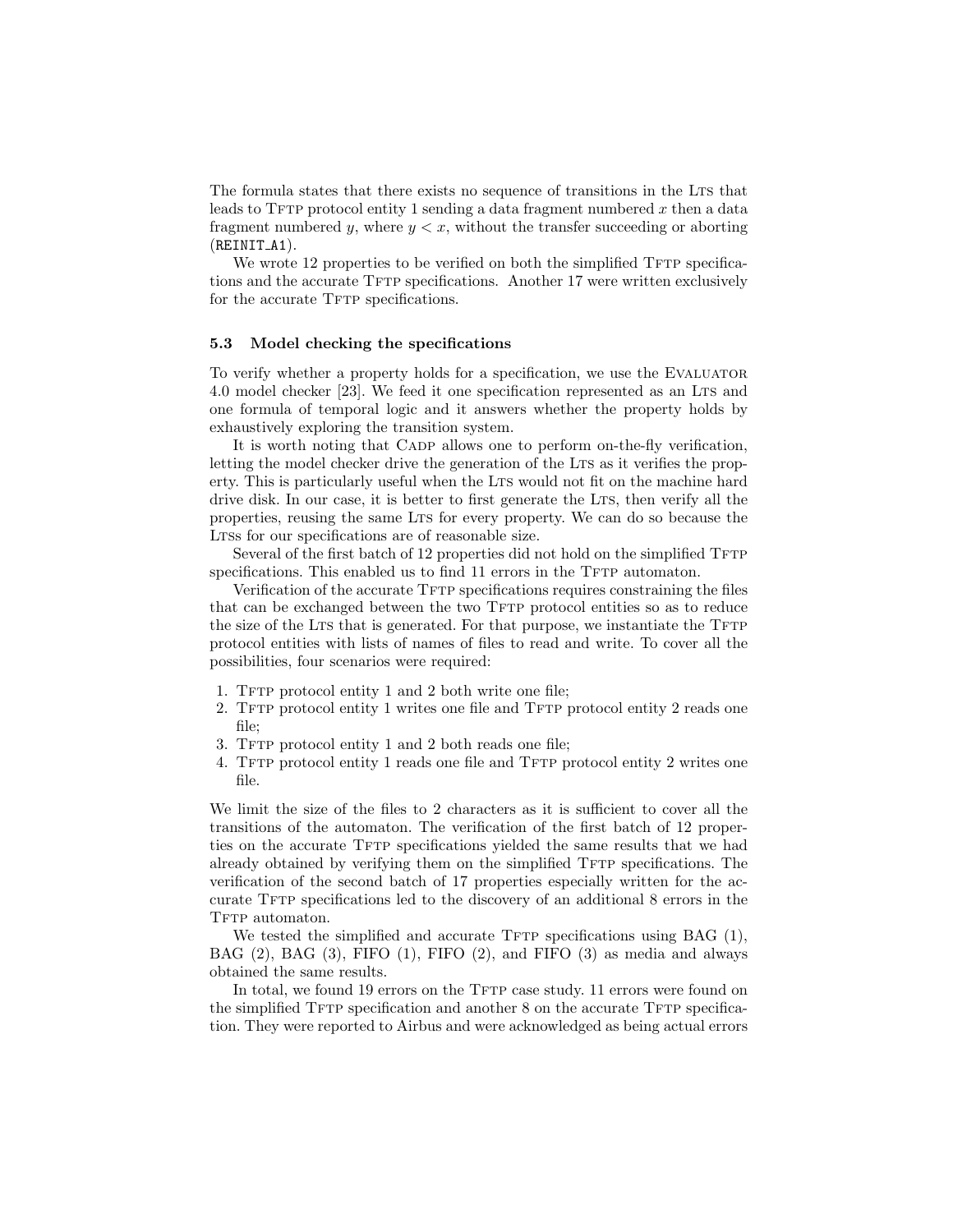The formula states that there exists no sequence of transitions in the LTS that leads to TFTP protocol entity 1 sending a data fragment numbered $x$ then a data fragment numbered $y$, where $y < x$, without the transfer succeeding or aborting (`REINIT_A1`).

We wrote 12 properties to be verified on both the simplified TFTP specifications and the accurate TFTP specifications. Another 17 were written exclusively for the accurate TFTP specifications.

### 5.3 Model checking the specifications

To verify whether a property holds for a specification, we use the EVALUATOR 4.0 model checker [23]. We feed it one specification represented as an LTS and one formula of temporal logic and it answers whether the property holds by exhaustively exploring the transition system.

It is worth noting that CADP allows one to perform on-the-fly verification, letting the model checker drive the generation of the LTS as it verifies the property. This is particularly useful when the LTS would not fit on the machine hard drive disk. In our case, it is better to first generate the LTS, then verify all the properties, reusing the same LTS for every property. We can do so because the LTSs for our specifications are of reasonable size.

Several of the first batch of 12 properties did not hold on the simplified TFTP specifications. This enabled us to find 11 errors in the TFTP automaton.

Verification of the accurate TFTP specifications requires constraining the files that can be exchanged between the two TFTP protocol entities so as to reduce the size of the LTS that is generated. For that purpose, we instantiate the TFTP protocol entities with lists of names of files to read and write. To cover all the possibilities, four scenarios were required:

1. TFTP protocol entity 1 and 2 both write one file;
2. TFTP protocol entity 1 writes one file and TFTP protocol entity 2 reads one file;
3. TFTP protocol entity 1 and 2 both reads one file;
4. TFTP protocol entity 1 reads one file and TFTP protocol entity 2 writes one file.

We limit the size of the files to 2 characters as it is sufficient to cover all the transitions of the automaton. The verification of the first batch of 12 properties on the accurate TFTP specifications yielded the same results that we had already obtained by verifying them on the simplified TFTP specifications. The verification of the second batch of 17 properties especially written for the accurate TFTP specifications led to the discovery of an additional 8 errors in the TFTP automaton.

We tested the simplified and accurate TFTP specifications using BAG (1), BAG (2), BAG (3), FIFO (1), FIFO (2), and FIFO (3) as media and always obtained the same results.

In total, we found 19 errors on the TFTP case study. 11 errors were found on the simplified TFTP specification and another 8 on the accurate TFTP specification. They were reported to Airbus and were acknowledged as being actual errors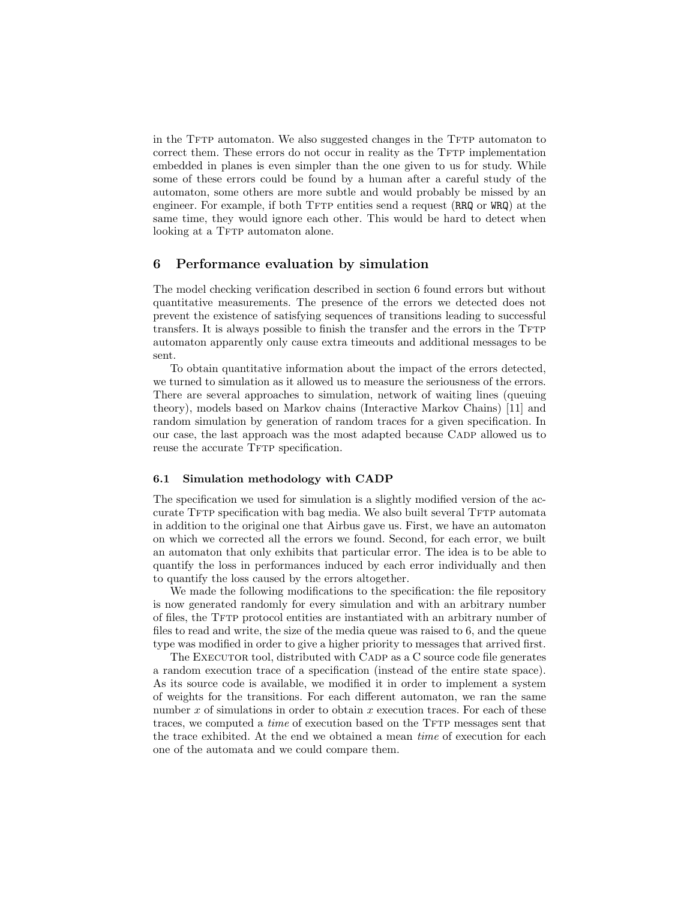in the TFTP automaton. We also suggested changes in the TFTP automaton to correct them. These errors do not occur in reality as the TFTP implementation embedded in planes is even simpler than the one given to us for study. While some of these errors could be found by a human after a careful study of the automaton, some others are more subtle and would probably be missed by an engineer. For example, if both TFTP entities send a request (`RRQ` or `WRQ`) at the same time, they would ignore each other. This would be hard to detect when looking at a TFTP automaton alone.

## 6 Performance evaluation by simulation

The model checking verification described in section 6 found errors but without quantitative measurements. The presence of the errors we detected does not prevent the existence of satisfying sequences of transitions leading to successful transfers. It is always possible to finish the transfer and the errors in the TFTP automaton apparently only cause extra timeouts and additional messages to be sent.

To obtain quantitative information about the impact of the errors detected, we turned to simulation as it allowed us to measure the seriousness of the errors. There are several approaches to simulation, network of waiting lines (queuing theory), models based on Markov chains (Interactive Markov Chains) [11] and random simulation by generation of random traces for a given specification. In our case, the last approach was the most adapted because CADP allowed us to reuse the accurate TFTP specification.

### 6.1 Simulation methodology with CADP

The specification we used for simulation is a slightly modified version of the accurate TFTP specification with bag media. We also built several TFTP automata in addition to the original one that Airbus gave us. First, we have an automaton on which we corrected all the errors we found. Second, for each error, we built an automaton that only exhibits that particular error. The idea is to be able to quantify the loss in performances induced by each error individually and then to quantify the loss caused by the errors altogether.

We made the following modifications to the specification: the file repository is now generated randomly for every simulation and with an arbitrary number of files, the TFTP protocol entities are instantiated with an arbitrary number of files to read and write, the size of the media queue was raised to 6, and the queue type was modified in order to give a higher priority to messages that arrived first.

The EXECUTOR tool, distributed with CADP as a C source code file generates a random execution trace of a specification (instead of the entire state space). As its source code is available, we modified it in order to implement a system of weights for the transitions. For each different automaton, we ran the same number $x$ of simulations in order to obtain $x$ execution traces. For each of these traces, we computed a *time* of execution based on the TFTP messages sent that the trace exhibited. At the end we obtained a mean *time* of execution for each one of the automata and we could compare them.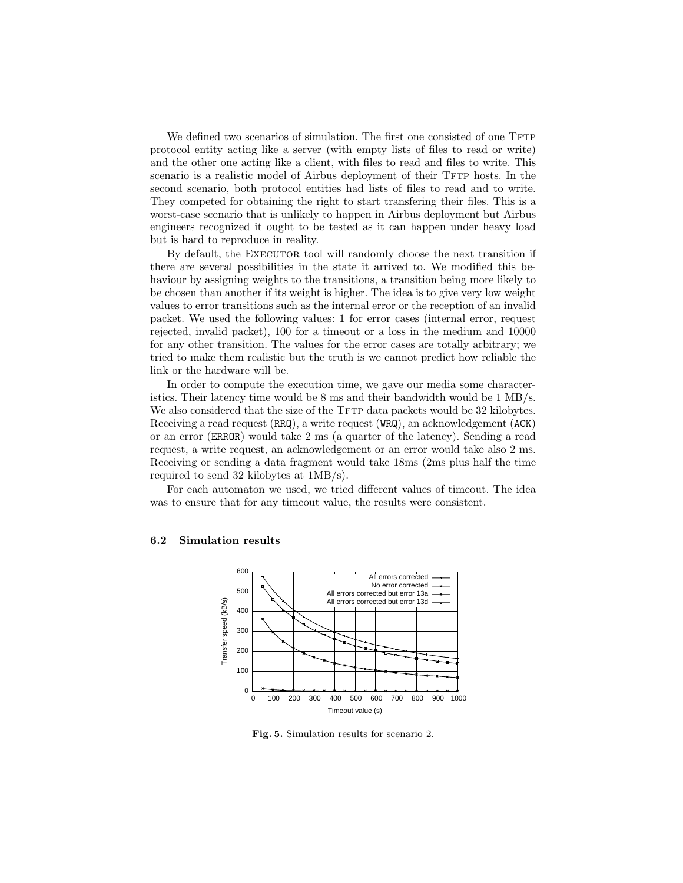We defined two scenarios of simulation. The first one consisted of one TFTP protocol entity acting like a server (with empty lists of files to read or write) and the other one acting like a client, with files to read and files to write. This scenario is a realistic model of Airbus deployment of their TFTP hosts. In the second scenario, both protocol entities had lists of files to read and to write. They competed for obtaining the right to start transfering their files. This is a worst-case scenario that is unlikely to happen in Airbus deployment but Airbus engineers recognized it ought to be tested as it can happen under heavy load but is hard to reproduce in reality.

By default, the EXECUTOR tool will randomly choose the next transition if there are several possibilities in the state it arrived to. We modified this behaviour by assigning weights to the transitions, a transition being more likely to be chosen than another if its weight is higher. The idea is to give very low weight values to error transitions such as the internal error or the reception of an invalid packet. We used the following values: 1 for error cases (internal error, request rejected, invalid packet), 100 for a timeout or a loss in the medium and 10000 for any other transition. The values for the error cases are totally arbitrary; we tried to make them realistic but the truth is we cannot predict how reliable the link or the hardware will be.

In order to compute the execution time, we gave our media some characteristics. Their latency time would be 8 ms and their bandwidth would be 1 MB/s. We also considered that the size of the TFTP data packets would be 32 kilobytes. Receiving a read request (RRQ), a write request (WRQ), an acknowledgement (ACK) or an error (ERROR) would take 2 ms (a quarter of the latency). Sending a read request, a write request, an acknowledgement or an error would take also 2 ms. Receiving or sending a data fragment would take 18ms (2ms plus half the time required to send 32 kilobytes at 1MB/s).

For each automaton we used, we tried different values of timeout. The idea was to ensure that for any timeout value, the results were consistent.

### 6.2 Simulation results

**Fig. 5.** Simulation results for scenario 2.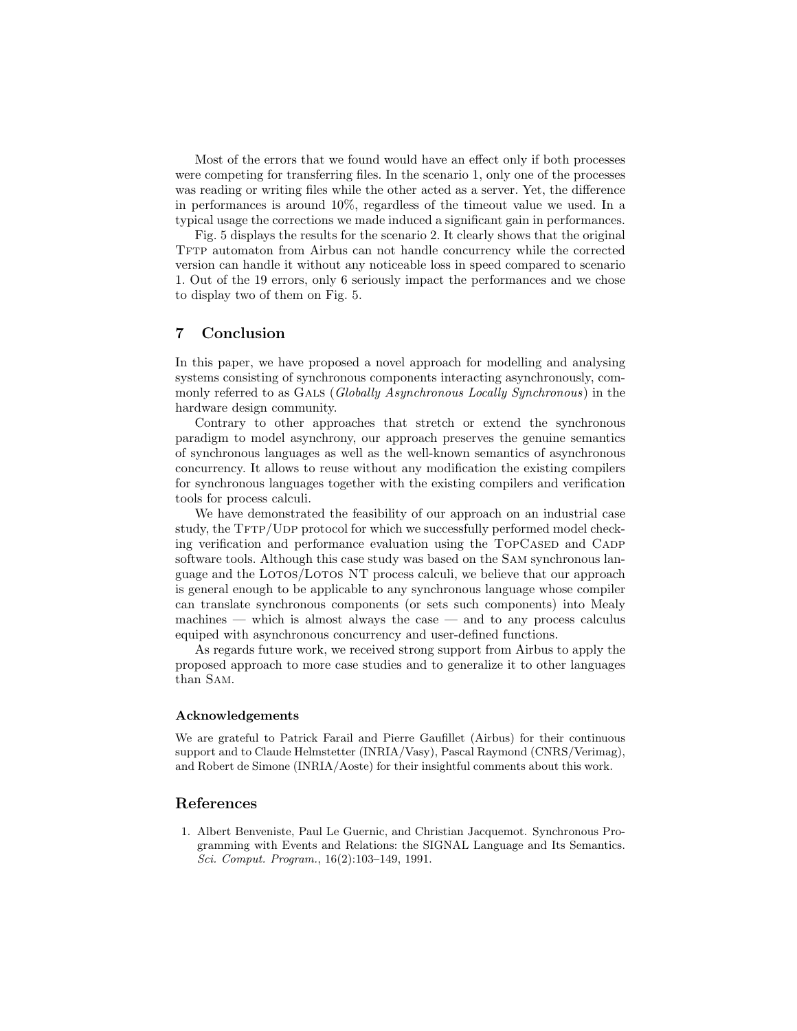Most of the errors that we found would have an effect only if both processes were competing for transferring files. In the scenario 1, only one of the processes was reading or writing files while the other acted as a server. Yet, the difference in performances is around 10%, regardless of the timeout value we used. In a typical usage the corrections we made induced a significant gain in performances.

Fig. 5 displays the results for the scenario 2. It clearly shows that the original TFTP automaton from Airbus can not handle concurrency while the corrected version can handle it without any noticeable loss in speed compared to scenario 1. Out of the 19 errors, only 6 seriously impact the performances and we chose to display two of them on Fig. 5.

## 7 Conclusion

In this paper, we have proposed a novel approach for modelling and analysing systems consisting of synchronous components interacting asynchronously, commonly referred to as GALS (*Globally Asynchronous Locally Synchronous*) in the hardware design community.

Contrary to other approaches that stretch or extend the synchronous paradigm to model asynchrony, our approach preserves the genuine semantics of synchronous languages as well as the well-known semantics of asynchronous concurrency. It allows to reuse without any modification the existing compilers for synchronous languages together with the existing compilers and verification tools for process calculi.

We have demonstrated the feasibility of our approach on an industrial case study, the TFTP/UDP protocol for which we successfully performed model checking verification and performance evaluation using the TOPCASED and CADP software tools. Although this case study was based on the SAM synchronous language and the LOTOS/LOTOS NT process calculi, we believe that our approach is general enough to be applicable to any synchronous language whose compiler can translate synchronous components (or sets such components) into Mealy machines — which is almost always the case — and to any process calculus equiped with asynchronous concurrency and user-defined functions.

As regards future work, we received strong support from Airbus to apply the proposed approach to more case studies and to generalize it to other languages than SAM.

#### Acknowledgements

We are grateful to Patrick Farail and Pierre Gaufillet (Airbus) for their continuous support and to Claude Helmstetter (INRIA/Vasy), Pascal Raymond (CNRS/Verimag), and Robert de Simone (INRIA/Aoste) for their insightful comments about this work.

## References

1. Albert Benveniste, Paul Le Guernic, and Christian Jacquemot. Synchronous Programming with Events and Relations: the SIGNAL Language and Its Semantics. *Sci. Comput. Program.*, 16(2):103–149, 1991.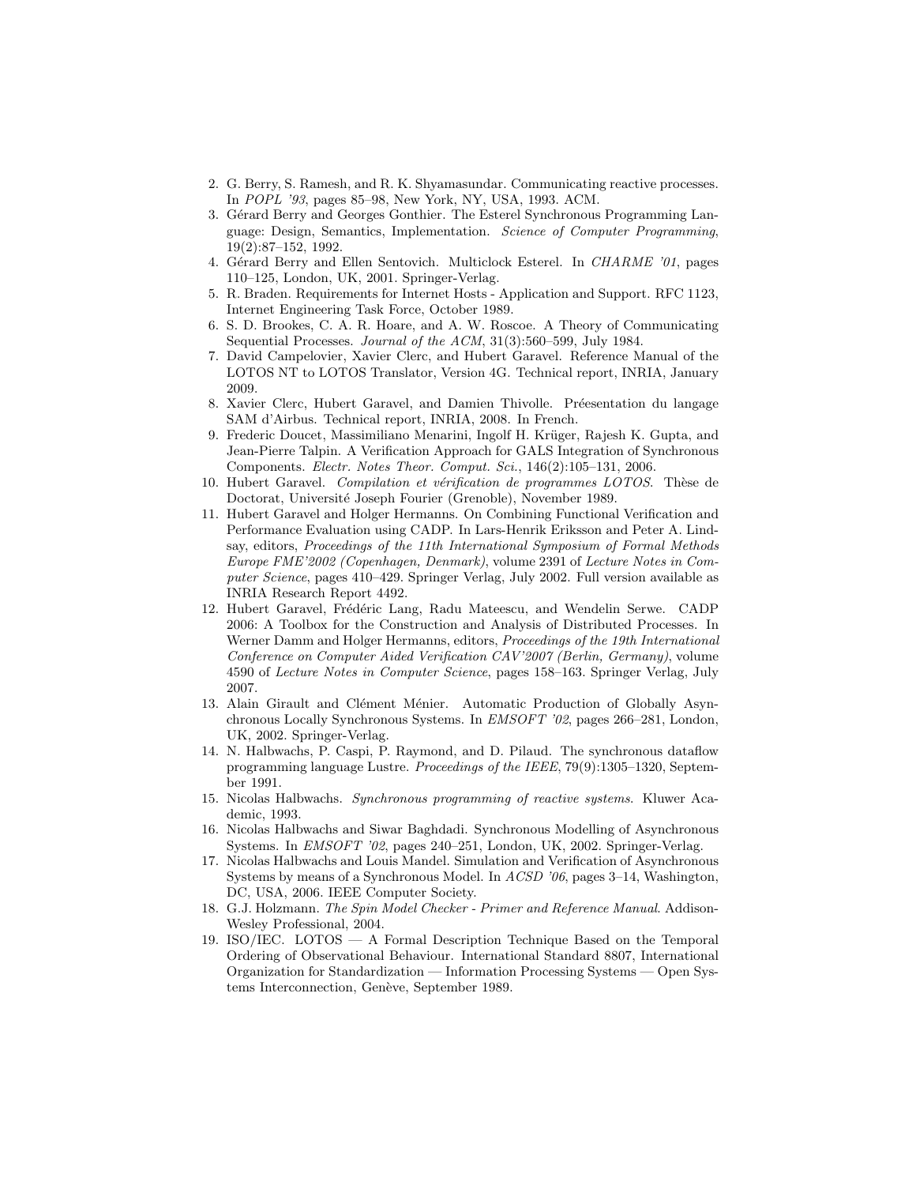2. G. Berry, S. Ramesh, and R. K. Shyamasundar. Communicating reactive processes. In *POPL '93*, pages 85–98, New York, NY, USA, 1993. ACM.
3. Gérard Berry and Georges Gonthier. The Esterel Synchronous Programming Language: Design, Semantics, Implementation. *Science of Computer Programming*, 19(2):87–152, 1992.
4. Gérard Berry and Ellen Sentovich. Multiclock Esterel. In *CHARME '01*, pages 110–125, London, UK, 2001. Springer-Verlag.
5. R. Braden. Requirements for Internet Hosts - Application and Support. RFC 1123, Internet Engineering Task Force, October 1989.
6. S. D. Brookes, C. A. R. Hoare, and A. W. Roscoe. A Theory of Communicating Sequential Processes. *Journal of the ACM*, 31(3):560–599, July 1984.
7. David Campelovier, Xavier Clerc, and Hubert Garavel. Reference Manual of the LOTOS NT to LOTOS Translator, Version 4G. Technical report, INRIA, January 2009.
8. Xavier Clerc, Hubert Garavel, and Damien Thivolle. Préesentation du langage SAM d'Airbus. Technical report, INRIA, 2008. In French.
9. Frederic Doucet, Massimiliano Menarini, Ingolf H. Krüger, Rajesh K. Gupta, and Jean-Pierre Talpin. A Verification Approach for GALS Integration of Synchronous Components. *Electr. Notes Theor. Comput. Sci.*, 146(2):105–131, 2006.
10. Hubert Garavel. *Compilation et vérification de programmes LOTOS*. Thèse de Doctorat, Université Joseph Fourier (Grenoble), November 1989.
11. Hubert Garavel and Holger Hermanns. On Combining Functional Verification and Performance Evaluation using CADP. In Lars-Henrik Eriksson and Peter A. Lindsay, editors, *Proceedings of the 11th International Symposium of Formal Methods Europe FME'2002 (Copenhagen, Denmark)*, volume 2391 of *Lecture Notes in Computer Science*, pages 410–429. Springer Verlag, July 2002. Full version available as INRIA Research Report 4492.
12. Hubert Garavel, Frédéric Lang, Radu Mateescu, and Wendelin Serwe. CADP 2006: A Toolbox for the Construction and Analysis of Distributed Processes. In Werner Damm and Holger Hermanns, editors, *Proceedings of the 19th International Conference on Computer Aided Verification CAV'2007 (Berlin, Germany)*, volume 4590 of *Lecture Notes in Computer Science*, pages 158–163. Springer Verlag, July 2007.
13. Alain Girault and Clément Ménier. Automatic Production of Globally Asynchronous Locally Synchronous Systems. In *EMSOFT '02*, pages 266–281, London, UK, 2002. Springer-Verlag.
14. N. Halbwachs, P. Caspi, P. Raymond, and D. Pilaud. The synchronous dataflow programming language Lustre. *Proceedings of the IEEE*, 79(9):1305–1320, September 1991.
15. Nicolas Halbwachs. *Synchronous programming of reactive systems*. Kluwer Academic, 1993.
16. Nicolas Halbwachs and Siwar Baghdadi. Synchronous Modelling of Asynchronous Systems. In *EMSOFT '02*, pages 240–251, London, UK, 2002. Springer-Verlag.
17. Nicolas Halbwachs and Louis Mandel. Simulation and Verification of Asynchronous Systems by means of a Synchronous Model. In *ACSD '06*, pages 3–14, Washington, DC, USA, 2006. IEEE Computer Society.
18. G.J. Holzmann. *The Spin Model Checker - Primer and Reference Manual*. Addison-Wesley Professional, 2004.
19. ISO/IEC. LOTOS — A Formal Description Technique Based on the Temporal Ordering of Observational Behaviour. International Standard 8807, International Organization for Standardization — Information Processing Systems — Open Systems Interconnection, Genève, September 1989.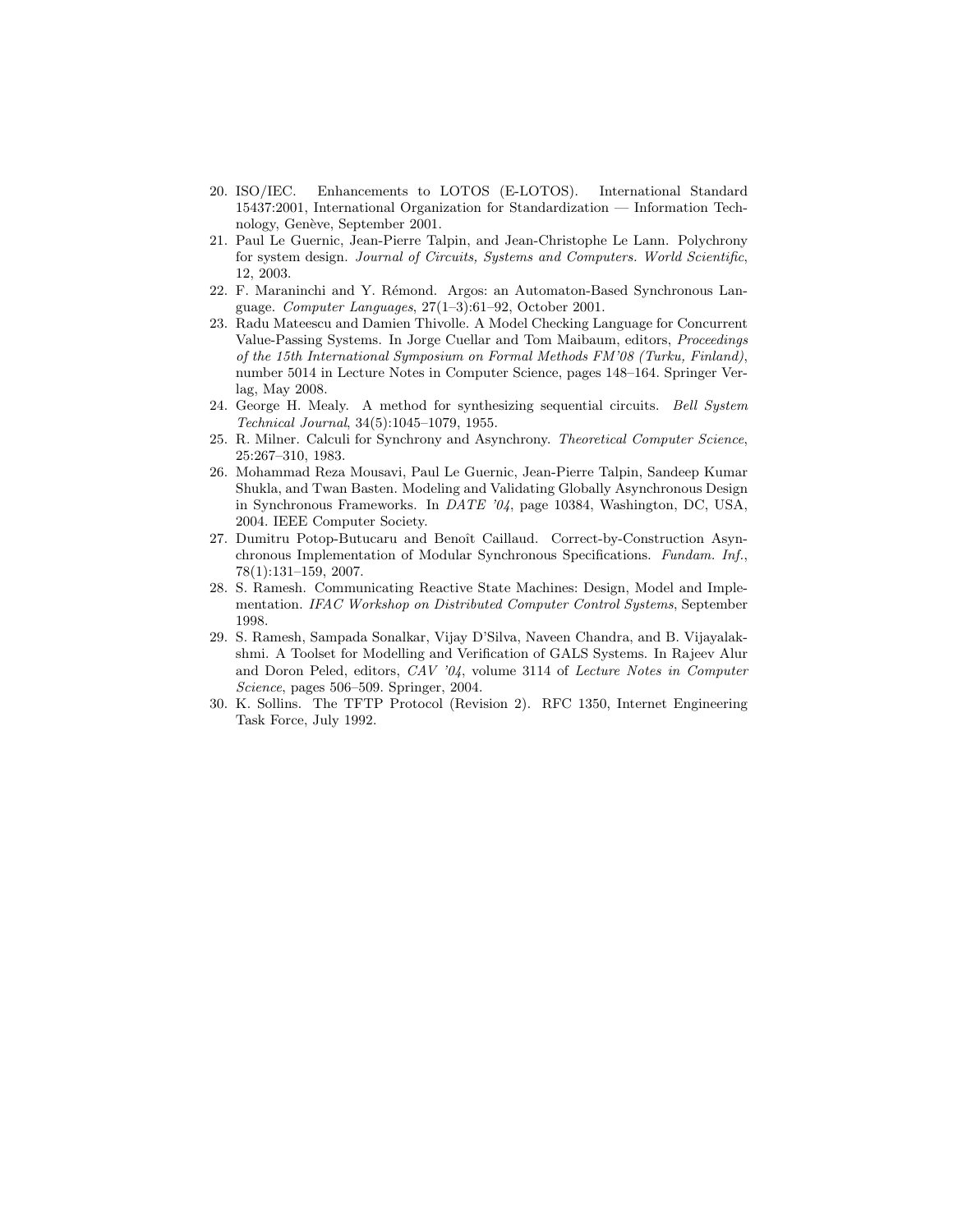20. ISO/IEC. Enhancements to LOTOS (E-LOTOS). International Standard 15437:2001, International Organization for Standardization — Information Technology, Genève, September 2001.
21. Paul Le Guernic, Jean-Pierre Talpin, and Jean-Christophe Le Lann. Polychrony for system design. *Journal of Circuits, Systems and Computers. World Scientific*, 12, 2003.
22. F. Maraninchi and Y. Rémond. Argos: an Automaton-Based Synchronous Language. *Computer Languages*, 27(1–3):61–92, October 2001.
23. Radu Mateescu and Damien Thivolle. A Model Checking Language for Concurrent Value-Passing Systems. In Jorge Cuellar and Tom Maibaum, editors, *Proceedings of the 15th International Symposium on Formal Methods FM'08 (Turku, Finland)*, number 5014 in Lecture Notes in Computer Science, pages 148–164. Springer Verlag, May 2008.
24. George H. Mealy. A method for synthesizing sequential circuits. *Bell System Technical Journal*, 34(5):1045–1079, 1955.
25. R. Milner. Calculi for Synchrony and Asynchrony. *Theoretical Computer Science*, 25:267–310, 1983.
26. Mohammad Reza Mousavi, Paul Le Guernic, Jean-Pierre Talpin, Sandeep Kumar Shukla, and Twan Basten. Modeling and Validating Globally Asynchronous Design in Synchronous Frameworks. In *DATE '04*, page 10384, Washington, DC, USA, 2004. IEEE Computer Society.
27. Dumitru Potop-Butucaru and Benoît Caillaud. Correct-by-Construction Asynchronous Implementation of Modular Synchronous Specifications. *Fundam. Inf.*, 78(1):131–159, 2007.
28. S. Ramesh. Communicating Reactive State Machines: Design, Model and Implementation. *IFAC Workshop on Distributed Computer Control Systems*, September 1998.
29. S. Ramesh, Sampada Sonalkar, Vijay D'Silva, Naveen Chandra, and B. Vijayalakshmi. A Toolset for Modelling and Verification of GALS Systems. In Rajeev Alur and Doron Peled, editors, *CAV '04*, volume 3114 of *Lecture Notes in Computer Science*, pages 506–509. Springer, 2004.
30. K. Sollins. The TFTP Protocol (Revision 2). RFC 1350, Internet Engineering Task Force, July 1992.